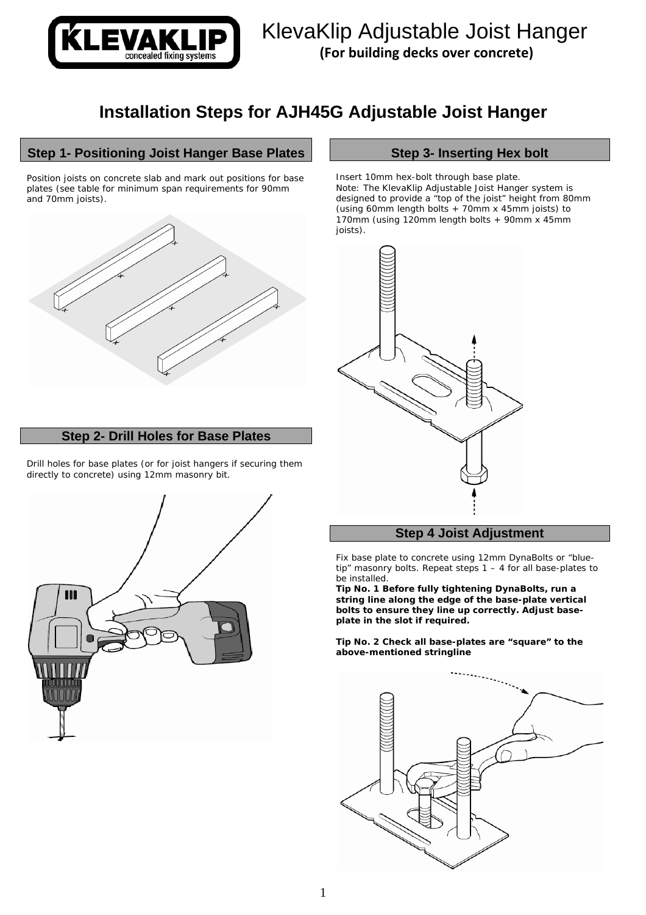# KlevaKlip Adjustable Joist Hanger

**(For building decks over concrete)**

## Installation Steps for AJH45G Adjustable Joist Hanger

### Step 1- Positioning Joist Hanger Base Plates

Position joists on concrete slab and mark out positions for base plates (see table for minimum span requirements for 90mm and 70mm joists).

### Step 2- Drill Holes for Base Plates

Drill holes for base plates (or for joist hangers if securing them directly to concrete) using 12mm masonry bit.

### Step 3- Inserting Hex bolt

Insert 10mm hex-bolt through base plate.
Note: The KlevaKlip Adjustable Joist Hanger system is designed to provide a "top of the joist" height from 80mm (using 60mm length bolts + 70mm x 45mm joists) to 170mm (using 120mm length bolts + 90mm x 45mm joists).

### Step 4 Joist Adjustment

Fix base plate to concrete using 12mm DynaBolts or "blue-tip" masonry bolts. Repeat steps 1 – 4 for all base-plates to be installed.

**Tip No. 1 Before fully tightening DynaBolts, run a string line along the edge of the base-plate vertical bolts to ensure they line up correctly. Adjust base-plate in the slot if required.**

**Tip No. 2 Check all base-plates are "square" to the above-mentioned stringline**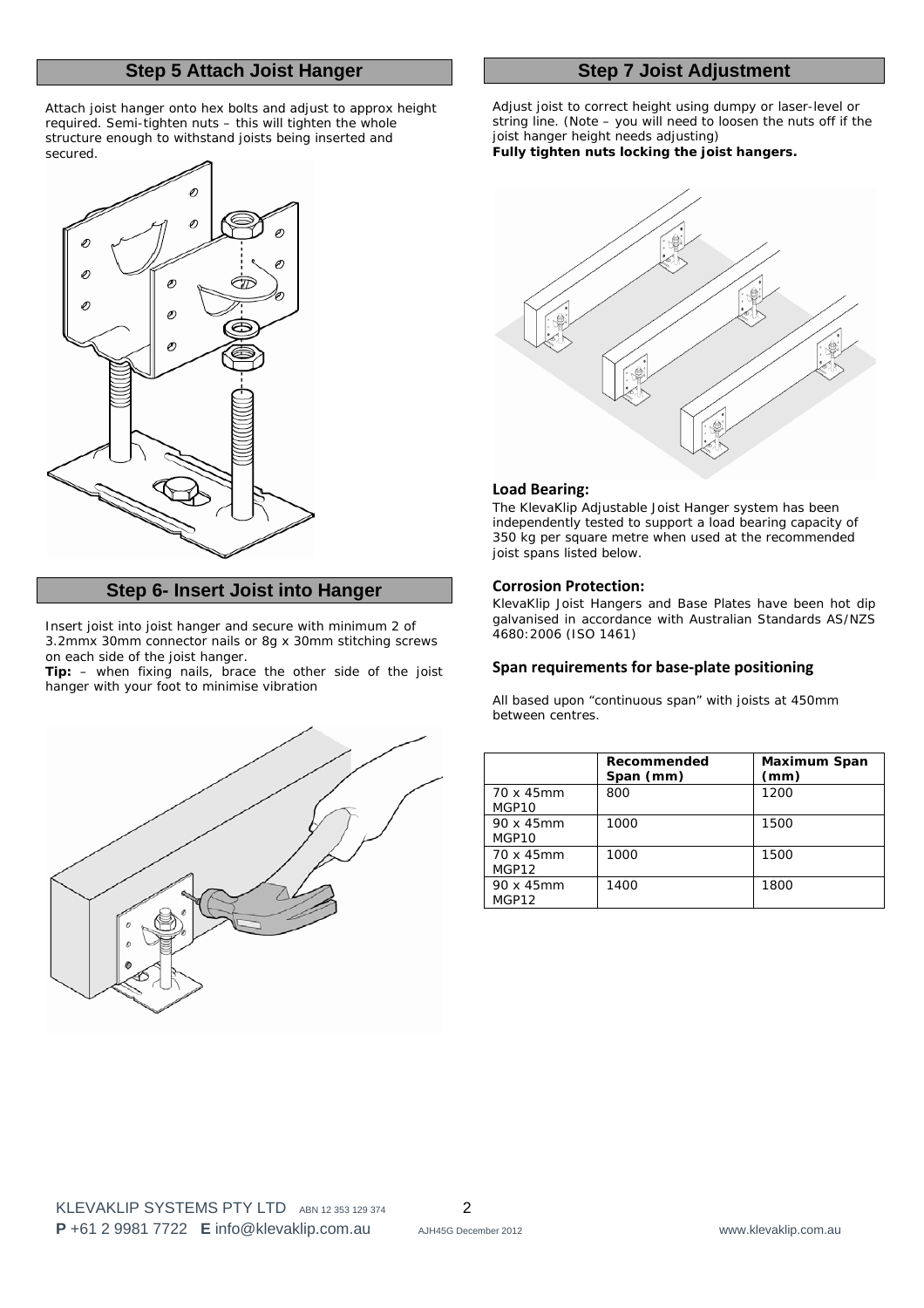## Step 5 Attach Joist Hanger

Attach joist hanger onto hex bolts and adjust to approx height required. Semi-tighten nuts – this will tighten the whole structure enough to withstand joists being inserted and secured.

## Step 6- Insert Joist into Hanger

Insert joist into joist hanger and secure with minimum 2 of 3.2mmx 30mm connector nails or 8g x 30mm stitching screws on each side of the joist hanger.

**Tip:** – when fixing nails, brace the other side of the joist hanger with your foot to minimise vibration

## Step 7 Joist Adjustment

Adjust joist to correct height using dumpy or laser-level or string line. (Note – you will need to loosen the nuts off if the joist hanger height needs adjusting)

**Fully tighten nuts locking the joist hangers.**

### Load Bearing:

The KlevaKlip Adjustable Joist Hanger system has been independently tested to support a load bearing capacity of 350 kg per square metre when used at the recommended joist spans listed below.

### Corrosion Protection:

KlevaKlip Joist Hangers and Base Plates have been hot dip galvanised in accordance with Australian Standards AS/NZS 4680:2006 (ISO 1461)

### Span requirements for base-plate positioning

All based upon "continuous span" with joists at 450mm between centres.

| | Recommended Span (mm) | Maximum Span (mm) |
|---|---|---|
| 70 x 45mm MGP10 | 800 | 1200 |
| 90 x 45mm MGP10 | 1000 | 1500 |
| 70 x 45mm MGP12 | 1000 | 1500 |
| 90 x 45mm MGP12 | 1400 | 1800 |

KLEVAKLIP SYSTEMS PTY LTD ABN 12 353 129 374

**P** +61 2 9981 7722 **E** info@klevaklip.com.au AJH45G December 2012 www.klevaklip.com.au